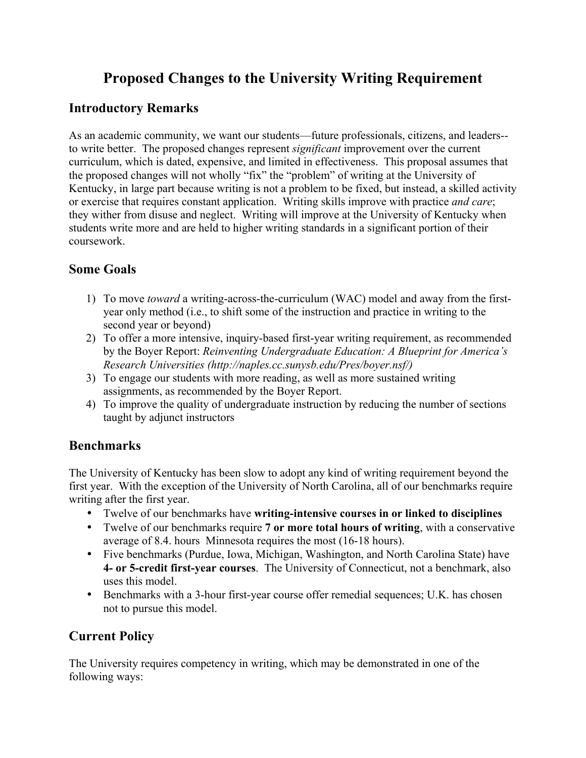# Proposed Changes to the University Writing Requirement

## Introductory Remarks

As an academic community, we want our students—future professionals, citizens, and leaders--to write better. The proposed changes represent *significant* improvement over the current curriculum, which is dated, expensive, and limited in effectiveness. This proposal assumes that the proposed changes will not wholly "fix" the "problem" of writing at the University of Kentucky, in large part because writing is not a problem to be fixed, but instead, a skilled activity or exercise that requires constant application. Writing skills improve with practice *and care*; they wither from disuse and neglect. Writing will improve at the University of Kentucky when students write more and are held to higher writing standards in a significant portion of their coursework.

## Some Goals

1) To move *toward* a writing-across-the-curriculum (WAC) model and away from the first-year only method (i.e., to shift some of the instruction and practice in writing to the second year or beyond)
2) To offer a more intensive, inquiry-based first-year writing requirement, as recommended by the Boyer Report: *Reinventing Undergraduate Education: A Blueprint for America's Research Universities (http://naples.cc.sunysb.edu/Pres/boyer.nsf/)*
3) To engage our students with more reading, as well as more sustained writing assignments, as recommended by the Boyer Report.
4) To improve the quality of undergraduate instruction by reducing the number of sections taught by adjunct instructors

## Benchmarks

The University of Kentucky has been slow to adopt any kind of writing requirement beyond the first year. With the exception of the University of North Carolina, all of our benchmarks require writing after the first year.

- Twelve of our benchmarks have **writing-intensive courses in or linked to disciplines**
- Twelve of our benchmarks require **7 or more total hours of writing**, with a conservative average of 8.4. hours Minnesota requires the most (16-18 hours).
- Five benchmarks (Purdue, Iowa, Michigan, Washington, and North Carolina State) have **4- or 5-credit first-year courses**. The University of Connecticut, not a benchmark, also uses this model.
- Benchmarks with a 3-hour first-year course offer remedial sequences; U.K. has chosen not to pursue this model.

## Current Policy

The University requires competency in writing, which may be demonstrated in one of the following ways: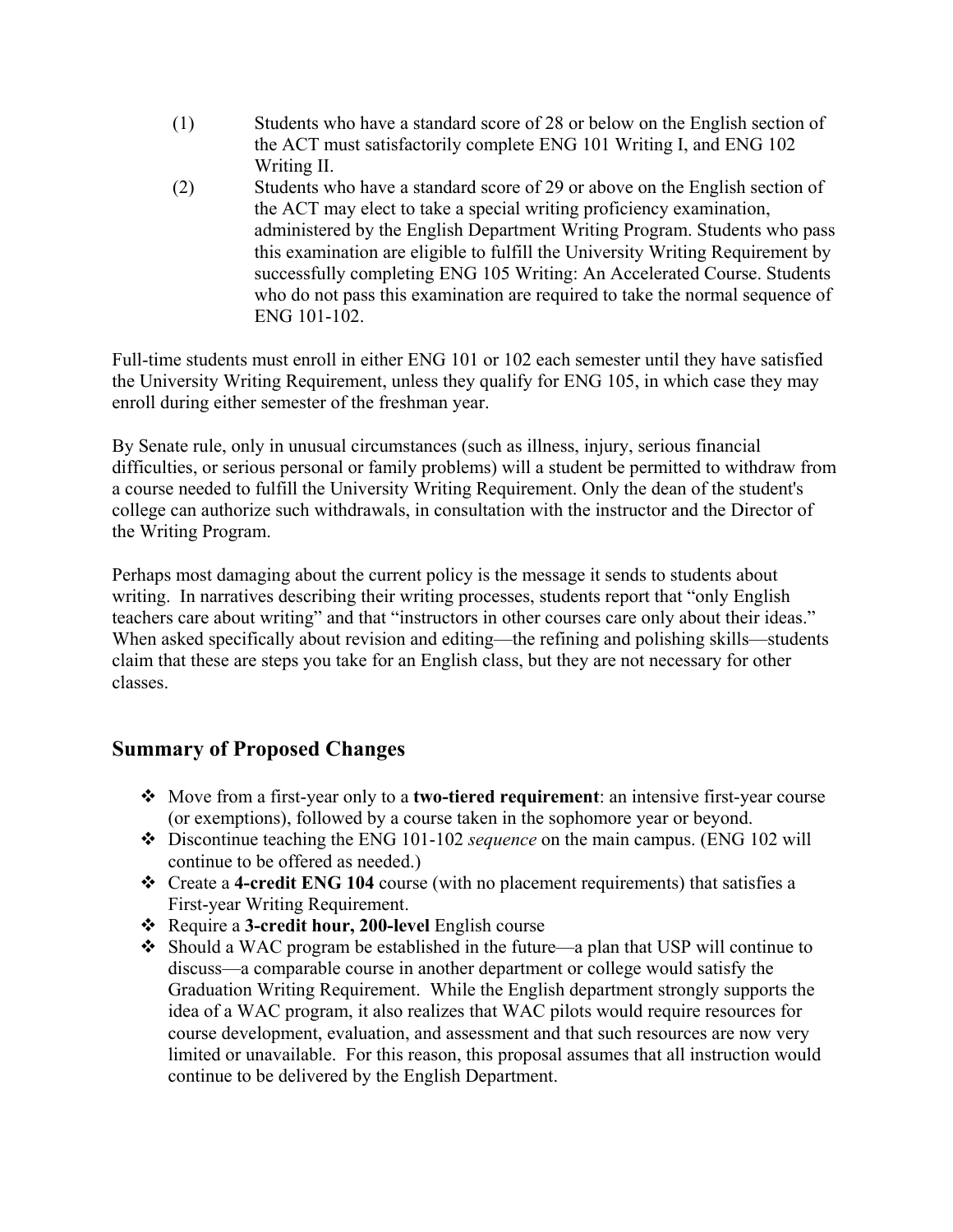(1) Students who have a standard score of 28 or below on the English section of the ACT must satisfactorily complete ENG 101 Writing I, and ENG 102 Writing II.

(2) Students who have a standard score of 29 or above on the English section of the ACT may elect to take a special writing proficiency examination, administered by the English Department Writing Program. Students who pass this examination are eligible to fulfill the University Writing Requirement by successfully completing ENG 105 Writing: An Accelerated Course. Students who do not pass this examination are required to take the normal sequence of ENG 101-102.

Full-time students must enroll in either ENG 101 or 102 each semester until they have satisfied the University Writing Requirement, unless they qualify for ENG 105, in which case they may enroll during either semester of the freshman year.

By Senate rule, only in unusual circumstances (such as illness, injury, serious financial difficulties, or serious personal or family problems) will a student be permitted to withdraw from a course needed to fulfill the University Writing Requirement. Only the dean of the student's college can authorize such withdrawals, in consultation with the instructor and the Director of the Writing Program.

Perhaps most damaging about the current policy is the message it sends to students about writing. In narratives describing their writing processes, students report that "only English teachers care about writing" and that "instructors in other courses care only about their ideas." When asked specifically about revision and editing—the refining and polishing skills—students claim that these are steps you take for an English class, but they are not necessary for other classes.

## Summary of Proposed Changes

- Move from a first-year only to a **two-tiered requirement**: an intensive first-year course (or exemptions), followed by a course taken in the sophomore year or beyond.
- Discontinue teaching the ENG 101-102 *sequence* on the main campus. (ENG 102 will continue to be offered as needed.)
- Create a **4-credit ENG 104** course (with no placement requirements) that satisfies a First-year Writing Requirement.
- Require a **3-credit hour, 200-level** English course
- Should a WAC program be established in the future—a plan that USP will continue to discuss—a comparable course in another department or college would satisfy the Graduation Writing Requirement. While the English department strongly supports the idea of a WAC program, it also realizes that WAC pilots would require resources for course development, evaluation, and assessment and that such resources are now very limited or unavailable. For this reason, this proposal assumes that all instruction would continue to be delivered by the English Department.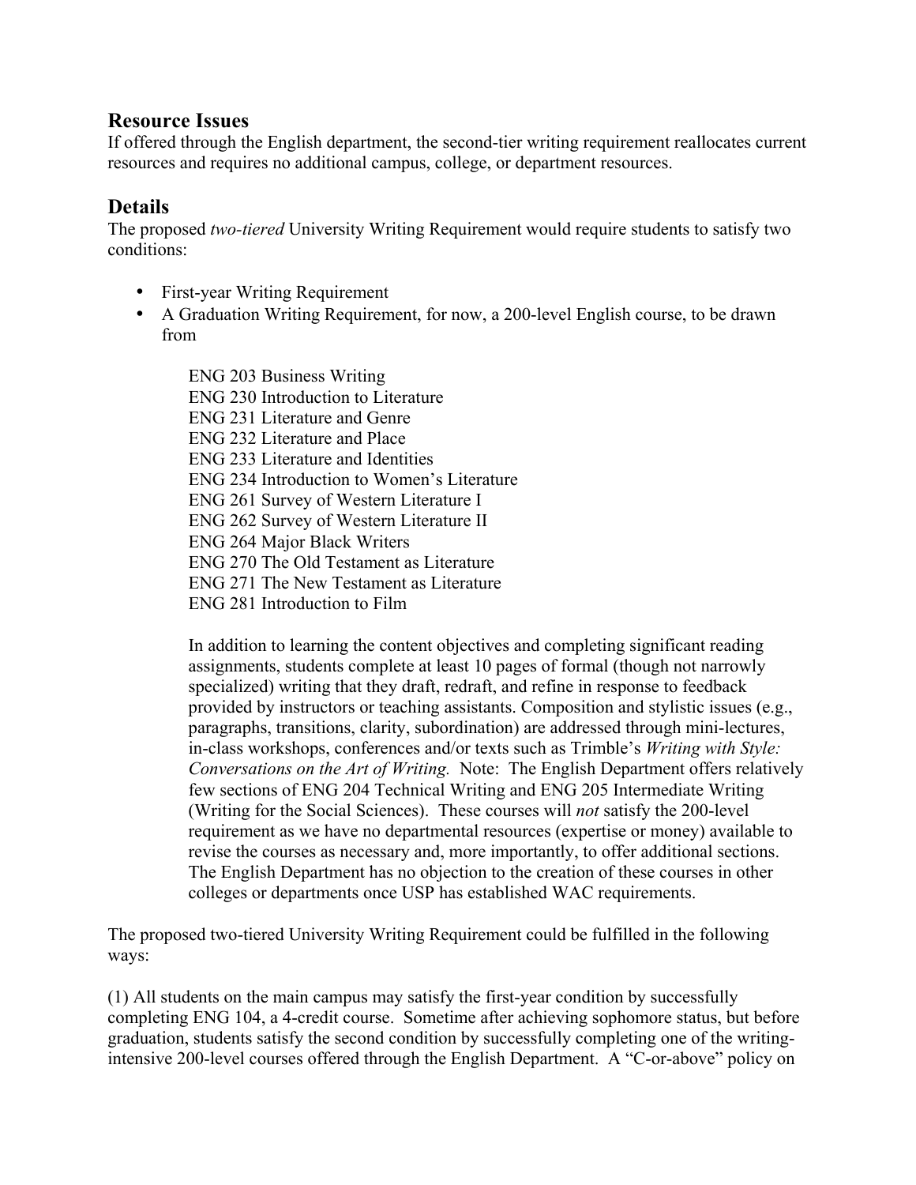## Resource Issues

If offered through the English department, the second-tier writing requirement reallocates current resources and requires no additional campus, college, or department resources.

## Details

The proposed *two-tiered* University Writing Requirement would require students to satisfy two conditions:

- First-year Writing Requirement
- A Graduation Writing Requirement, for now, a 200-level English course, to be drawn from

    ENG 203 Business Writing
    ENG 230 Introduction to Literature
    ENG 231 Literature and Genre
    ENG 232 Literature and Place
    ENG 233 Literature and Identities
    ENG 234 Introduction to Women's Literature
    ENG 261 Survey of Western Literature I
    ENG 262 Survey of Western Literature II
    ENG 264 Major Black Writers
    ENG 270 The Old Testament as Literature
    ENG 271 The New Testament as Literature
    ENG 281 Introduction to Film

    In addition to learning the content objectives and completing significant reading assignments, students complete at least 10 pages of formal (though not narrowly specialized) writing that they draft, redraft, and refine in response to feedback provided by instructors or teaching assistants. Composition and stylistic issues (e.g., paragraphs, transitions, clarity, subordination) are addressed through mini-lectures, in-class workshops, conferences and/or texts such as Trimble's *Writing with Style: Conversations on the Art of Writing.* Note: The English Department offers relatively few sections of ENG 204 Technical Writing and ENG 205 Intermediate Writing (Writing for the Social Sciences). These courses will *not* satisfy the 200-level requirement as we have no departmental resources (expertise or money) available to revise the courses as necessary and, more importantly, to offer additional sections. The English Department has no objection to the creation of these courses in other colleges or departments once USP has established WAC requirements.

The proposed two-tiered University Writing Requirement could be fulfilled in the following ways:

(1) All students on the main campus may satisfy the first-year condition by successfully completing ENG 104, a 4-credit course. Sometime after achieving sophomore status, but before graduation, students satisfy the second condition by successfully completing one of the writing-intensive 200-level courses offered through the English Department. A "C-or-above" policy on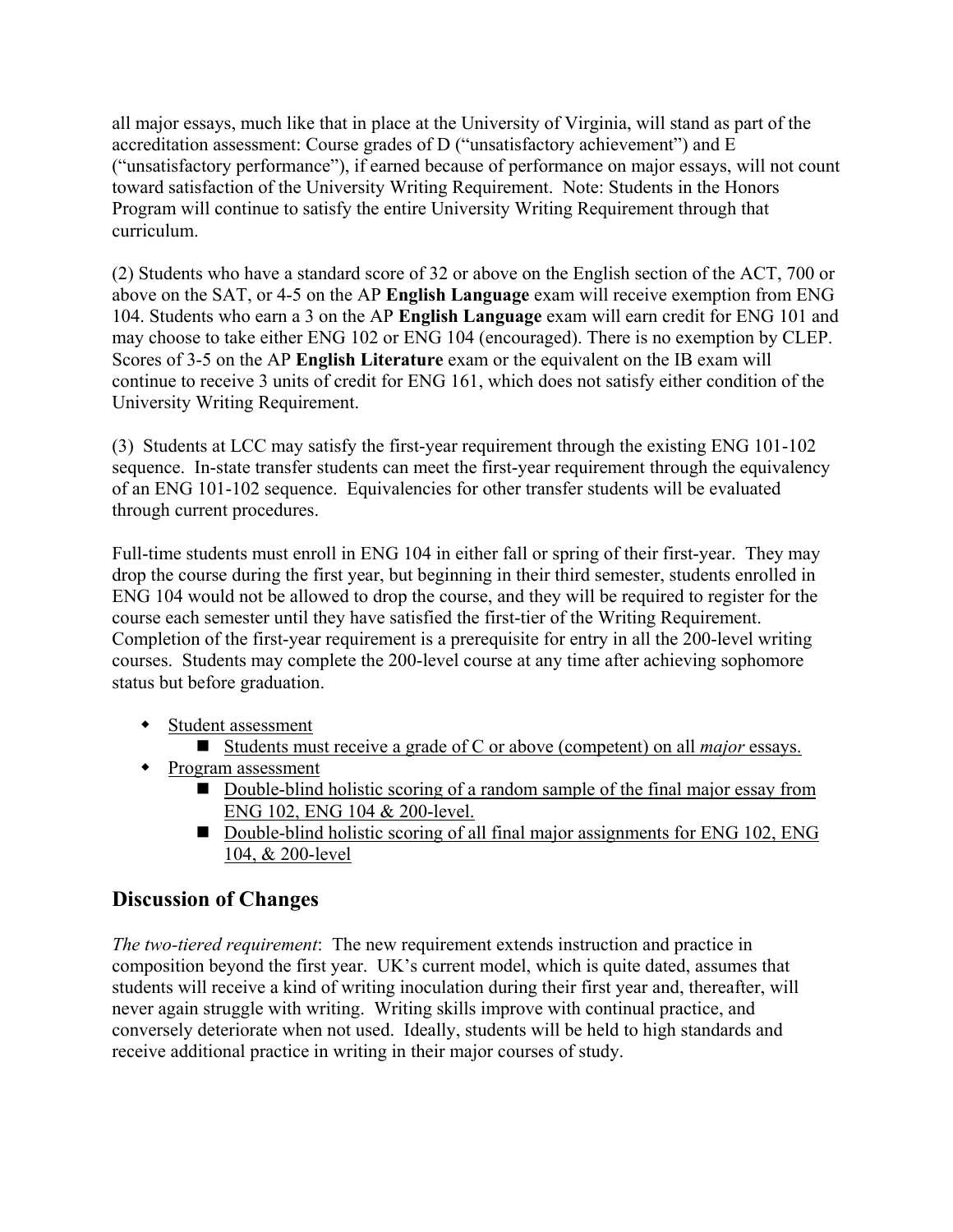all major essays, much like that in place at the University of Virginia, will stand as part of the accreditation assessment: Course grades of D ("unsatisfactory achievement") and E ("unsatisfactory performance"), if earned because of performance on major essays, will not count toward satisfaction of the University Writing Requirement. Note: Students in the Honors Program will continue to satisfy the entire University Writing Requirement through that curriculum.

(2) Students who have a standard score of 32 or above on the English section of the ACT, 700 or above on the SAT, or 4-5 on the AP **English Language** exam will receive exemption from ENG 104. Students who earn a 3 on the AP **English Language** exam will earn credit for ENG 101 and may choose to take either ENG 102 or ENG 104 (encouraged). There is no exemption by CLEP. Scores of 3-5 on the AP **English Literature** exam or the equivalent on the IB exam will continue to receive 3 units of credit for ENG 161, which does not satisfy either condition of the University Writing Requirement.

(3) Students at LCC may satisfy the first-year requirement through the existing ENG 101-102 sequence. In-state transfer students can meet the first-year requirement through the equivalency of an ENG 101-102 sequence. Equivalencies for other transfer students will be evaluated through current procedures.

Full-time students must enroll in ENG 104 in either fall or spring of their first-year. They may drop the course during the first year, but beginning in their third semester, students enrolled in ENG 104 would not be allowed to drop the course, and they will be required to register for the course each semester until they have satisfied the first-tier of the Writing Requirement. Completion of the first-year requirement is a prerequisite for entry in all the 200-level writing courses. Students may complete the 200-level course at any time after achieving sophomore status but before graduation.

- Student assessment
  - Students must receive a grade of C or above (competent) on all *major* essays.
- Program assessment
  - Double-blind holistic scoring of a random sample of the final major essay from ENG 102, ENG 104 & 200-level.
  - Double-blind holistic scoring of all final major assignments for ENG 102, ENG 104, & 200-level

## Discussion of Changes

*The two-tiered requirement*: The new requirement extends instruction and practice in composition beyond the first year. UK's current model, which is quite dated, assumes that students will receive a kind of writing inoculation during their first year and, thereafter, will never again struggle with writing. Writing skills improve with continual practice, and conversely deteriorate when not used. Ideally, students will be held to high standards and receive additional practice in writing in their major courses of study.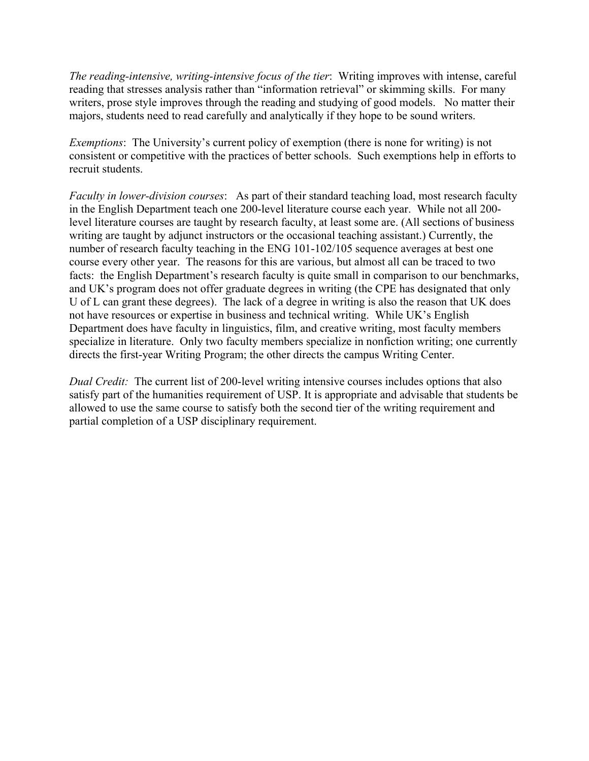*The reading-intensive, writing-intensive focus of the tier*: Writing improves with intense, careful reading that stresses analysis rather than "information retrieval" or skimming skills. For many writers, prose style improves through the reading and studying of good models. No matter their majors, students need to read carefully and analytically if they hope to be sound writers.

*Exemptions*: The University's current policy of exemption (there is none for writing) is not consistent or competitive with the practices of better schools. Such exemptions help in efforts to recruit students.

*Faculty in lower-division courses*: As part of their standard teaching load, most research faculty in the English Department teach one 200-level literature course each year. While not all 200-level literature courses are taught by research faculty, at least some are. (All sections of business writing are taught by adjunct instructors or the occasional teaching assistant.) Currently, the number of research faculty teaching in the ENG 101-102/105 sequence averages at best one course every other year. The reasons for this are various, but almost all can be traced to two facts: the English Department's research faculty is quite small in comparison to our benchmarks, and UK's program does not offer graduate degrees in writing (the CPE has designated that only U of L can grant these degrees). The lack of a degree in writing is also the reason that UK does not have resources or expertise in business and technical writing. While UK's English Department does have faculty in linguistics, film, and creative writing, most faculty members specialize in literature. Only two faculty members specialize in nonfiction writing; one currently directs the first-year Writing Program; the other directs the campus Writing Center.

*Dual Credit:* The current list of 200-level writing intensive courses includes options that also satisfy part of the humanities requirement of USP. It is appropriate and advisable that students be allowed to use the same course to satisfy both the second tier of the writing requirement and partial completion of a USP disciplinary requirement.